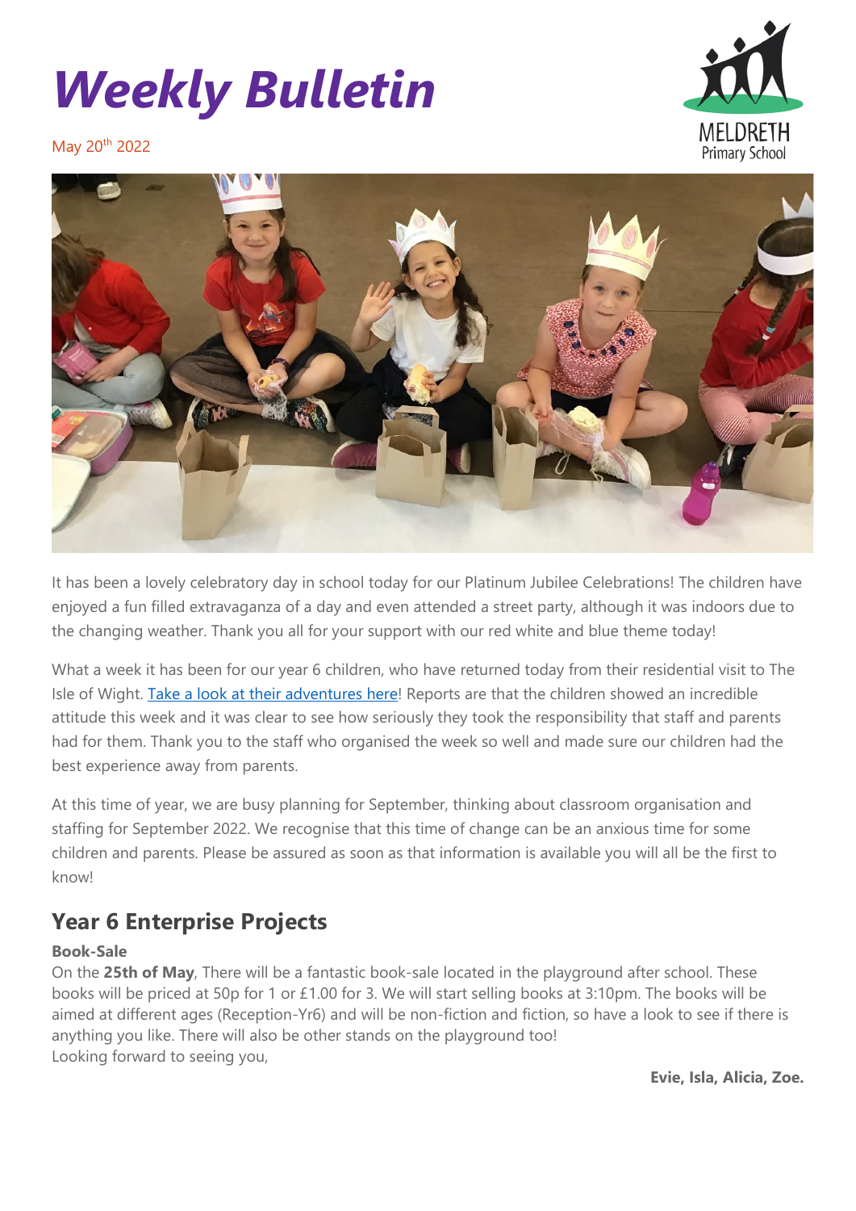# *Weekly Bulletin*

May 20th 2022

MELDRETH Primary School

It has been a lovely celebratory day in school today for our Platinum Jubilee Celebrations! The children have enjoyed a fun filled extravaganza of a day and even attended a street party, although it was indoors due to the changing weather. Thank you all for your support with our red white and blue theme today!

What a week it has been for our year 6 children, who have returned today from their residential visit to The Isle of Wight. Take a look at their adventures here! Reports are that the children showed an incredible attitude this week and it was clear to see how seriously they took the responsibility that staff and parents had for them. Thank you to the staff who organised the week so well and made sure our children had the best experience away from parents.

At this time of year, we are busy planning for September, thinking about classroom organisation and staffing for September 2022. We recognise that this time of change can be an anxious time for some children and parents. Please be assured as soon as that information is available you will all be the first to know!

## Year 6 Enterprise Projects

**Book-Sale**

On the **25th of May**, There will be a fantastic book-sale located in the playground after school. These books will be priced at 50p for 1 or £1.00 for 3. We will start selling books at 3:10pm. The books will be aimed at different ages (Reception-Yr6) and will be non-fiction and fiction, so have a look to see if there is anything you like. There will also be other stands on the playground too!

Looking forward to seeing you,

**Evie, Isla, Alicia, Zoe.**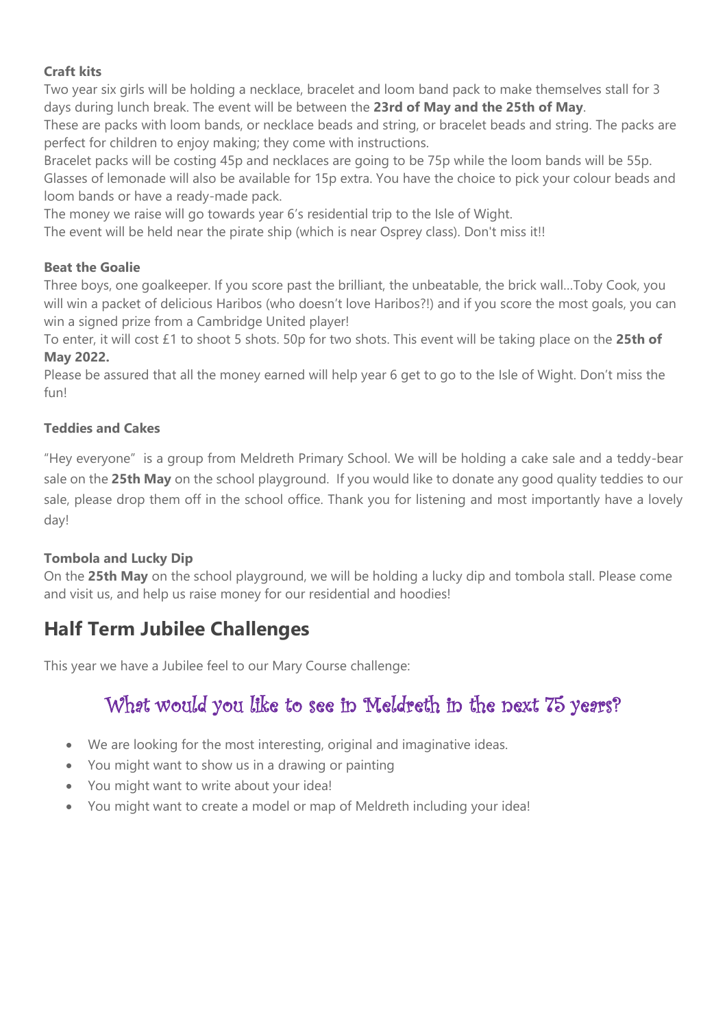**Craft kits**

Two year six girls will be holding a necklace, bracelet and loom band pack to make themselves stall for 3 days during lunch break. The event will be between the **23rd of May and the 25th of May**.

These are packs with loom bands, or necklace beads and string, or bracelet beads and string. The packs are perfect for children to enjoy making; they come with instructions.

Bracelet packs will be costing 45p and necklaces are going to be 75p while the loom bands will be 55p. Glasses of lemonade will also be available for 15p extra. You have the choice to pick your colour beads and loom bands or have a ready-made pack.

The money we raise will go towards year 6's residential trip to the Isle of Wight.

The event will be held near the pirate ship (which is near Osprey class). Don't miss it!!

**Beat the Goalie**

Three boys, one goalkeeper. If you score past the brilliant, the unbeatable, the brick wall…Toby Cook, you will win a packet of delicious Haribos (who doesn't love Haribos?!) and if you score the most goals, you can win a signed prize from a Cambridge United player!

To enter, it will cost £1 to shoot 5 shots. 50p for two shots. This event will be taking place on the **25th of May 2022.**

Please be assured that all the money earned will help year 6 get to go to the Isle of Wight. Don't miss the fun!

**Teddies and Cakes**

"Hey everyone" is a group from Meldreth Primary School. We will be holding a cake sale and a teddy-bear sale on the **25th May** on the school playground. If you would like to donate any good quality teddies to our sale, please drop them off in the school office. Thank you for listening and most importantly have a lovely day!

**Tombola and Lucky Dip**

On the **25th May** on the school playground, we will be holding a lucky dip and tombola stall. Please come and visit us, and help us raise money for our residential and hoodies!

## Half Term Jubilee Challenges

This year we have a Jubilee feel to our Mary Course challenge:

### What would you like to see in Meldreth in the next 75 years?

- We are looking for the most interesting, original and imaginative ideas.
- You might want to show us in a drawing or painting
- You might want to write about your idea!
- You might want to create a model or map of Meldreth including your idea!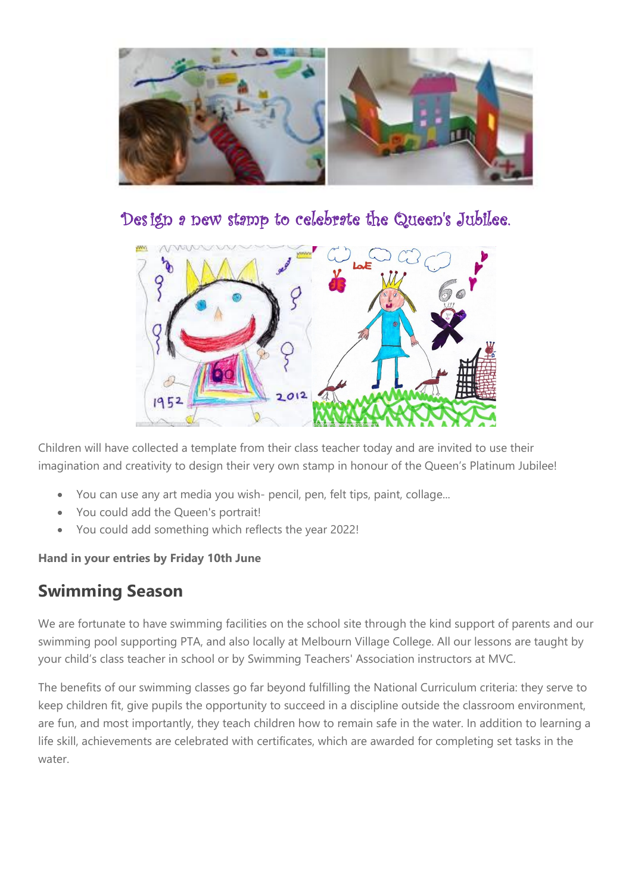Design a new stamp to celebrate the Queen's Jubilee.

Children will have collected a template from their class teacher today and are invited to use their imagination and creativity to design their very own stamp in honour of the Queen's Platinum Jubilee!

- You can use any art media you wish- pencil, pen, felt tips, paint, collage...
- You could add the Queen's portrait!
- You could add something which reflects the year 2022!

**Hand in your entries by Friday 10th June**

## Swimming Season

We are fortunate to have swimming facilities on the school site through the kind support of parents and our swimming pool supporting PTA, and also locally at Melbourn Village College. All our lessons are taught by your child's class teacher in school or by Swimming Teachers' Association instructors at MVC.

The benefits of our swimming classes go far beyond fulfilling the National Curriculum criteria: they serve to keep children fit, give pupils the opportunity to succeed in a discipline outside the classroom environment, are fun, and most importantly, they teach children how to remain safe in the water. In addition to learning a life skill, achievements are celebrated with certificates, which are awarded for completing set tasks in the water.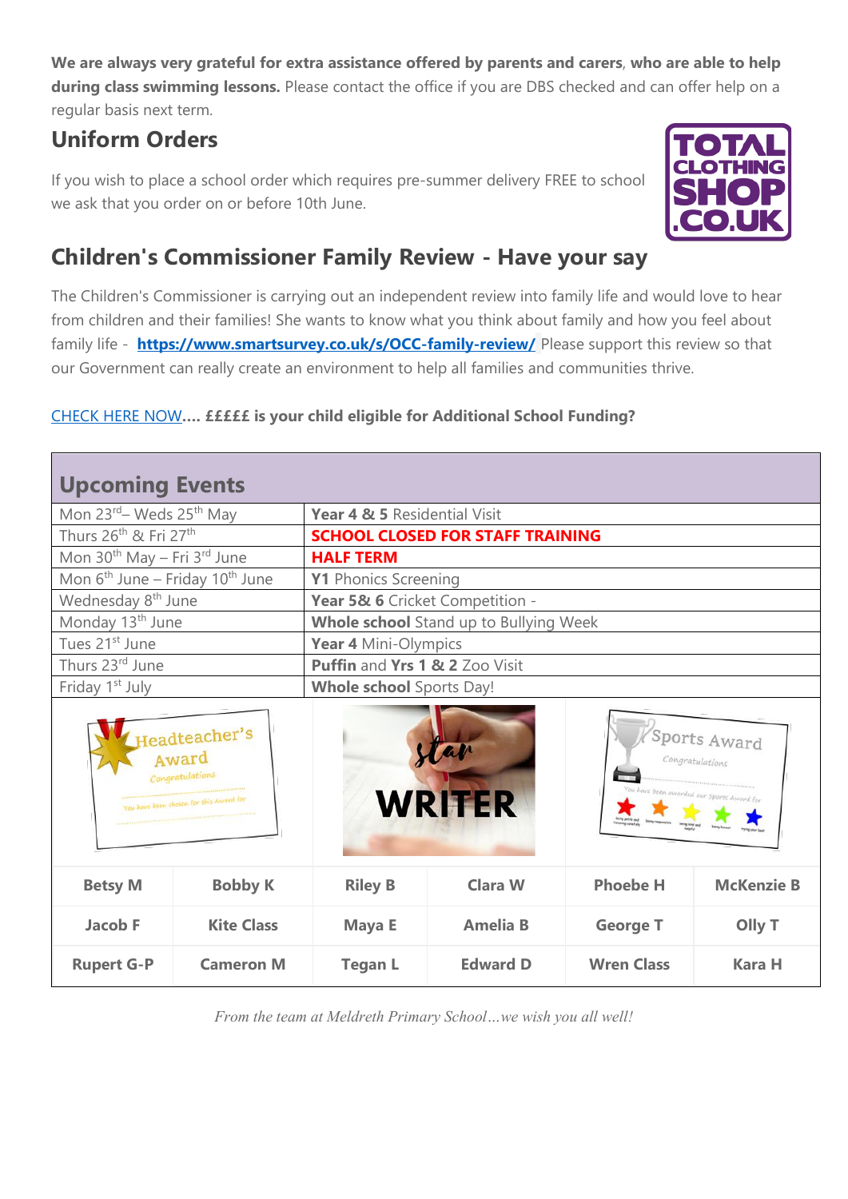**We are always very grateful for extra assistance offered by parents and carers**, **who are able to help during class swimming lessons.** Please contact the office if you are DBS checked and can offer help on a regular basis next term.

## Uniform Orders

If you wish to place a school order which requires pre-summer delivery FREE to school we ask that you order on or before 10th June.

## Children's Commissioner Family Review - Have your say

The Children's Commissioner is carrying out an independent review into family life and would love to hear from children and their families! She wants to know what you think about family and how you feel about family life - **https://www.smartsurvey.co.uk/s/OCC-family-review/** Please support this review so that our Government can really create an environment to help all families and communities thrive.

CHECK HERE NOW**.... £££££ is your child eligible for Additional School Funding?**

## Upcoming Events

| Date | Event |
|---|---|
| Mon 23rd– Weds 25th May | **Year 4 & 5** Residential Visit |
| Thurs 26th & Fri 27th | **SCHOOL CLOSED FOR STAFF TRAINING** |
| Mon 30th May – Fri 3rd June | **HALF TERM** |
| Mon 6th June – Friday 10th June | **Y1** Phonics Screening |
| Wednesday 8th June | **Year 5& 6** Cricket Competition - |
| Monday 13th June | **Whole school** Stand up to Bullying Week |
| Tues 21st June | **Year 4** Mini-Olympics |
| Thurs 23rd June | **Puffin** and **Yrs 1 & 2** Zoo Visit |
| Friday 1st July | **Whole school** Sports Day! |

| Headteacher's Award | | Star Writer | | Sports Award | |
|---|---|---|---|---|---|
| **Betsy M** | **Bobby K** | **Riley B** | **Clara W** | **Phoebe H** | **McKenzie B** |
| **Jacob F** | **Kite Class** | **Maya E** | **Amelia B** | **George T** | **Olly T** |
| **Rupert G-P** | **Cameron M** | **Tegan L** | **Edward D** | **Wren Class** | **Kara H** |

*From the team at Meldreth Primary School…we wish you all well!*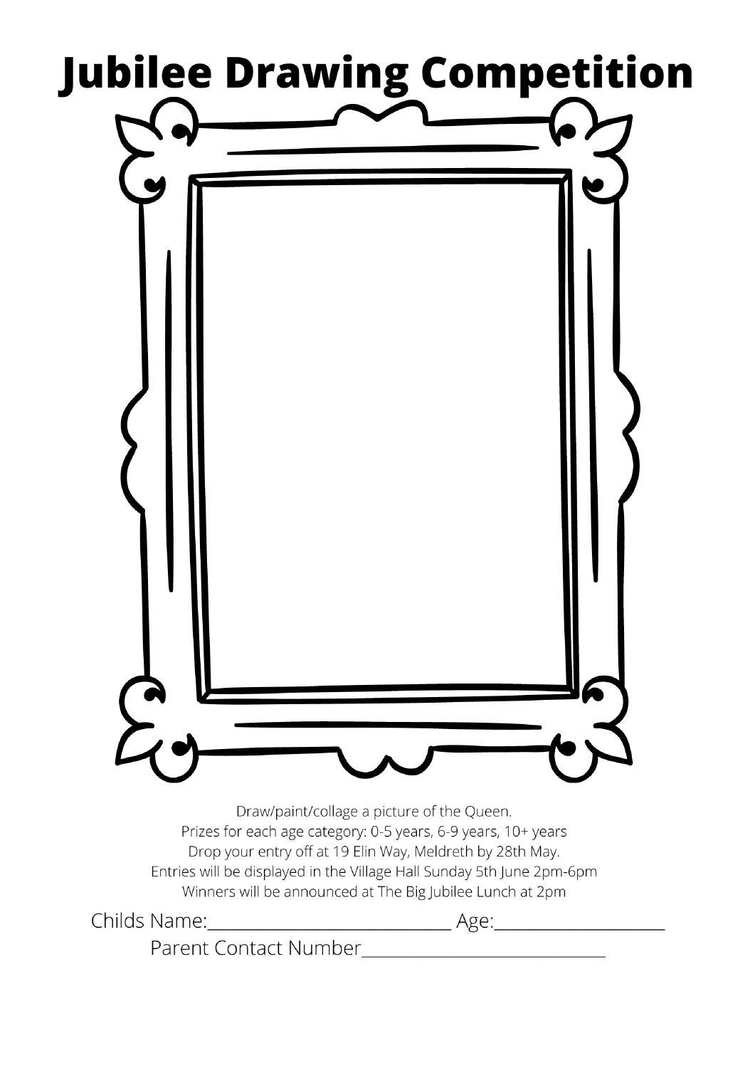# Jubilee Drawing Competition

Draw/paint/collage a picture of the Queen.

Prizes for each age category: 0-5 years, 6-9 years, 10+ years

Drop your entry off at 19 Elin Way, Meldreth by 28th May.

Entries will be displayed in the Village Hall Sunday 5th June 2pm-6pm

Winners will be announced at The Big Jubilee Lunch at 2pm

Childs Name:___________________________ Age:__________________

Parent Contact Number___________________________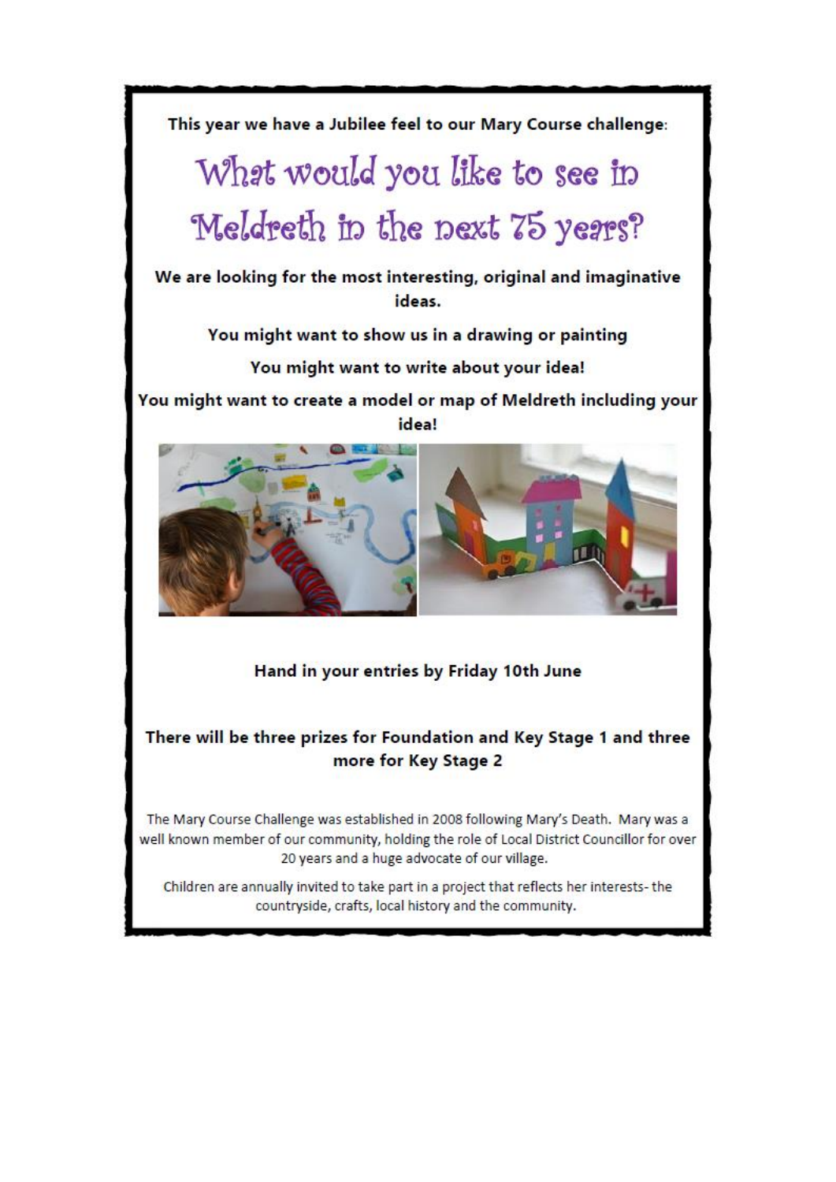**This year we have a Jubilee feel to our Mary Course challenge:**

# What would you like to see in Meldreth in the next 75 years?

**We are looking for the most interesting, original and imaginative ideas.**

**You might want to show us in a drawing or painting**

**You might want to write about your idea!**

**You might want to create a model or map of Meldreth including your idea!**

**Hand in your entries by Friday 10th June**

**There will be three prizes for Foundation and Key Stage 1 and three more for Key Stage 2**

The Mary Course Challenge was established in 2008 following Mary's Death. Mary was a well known member of our community, holding the role of Local District Councillor for over 20 years and a huge advocate of our village.

Children are annually invited to take part in a project that reflects her interests- the countryside, crafts, local history and the community.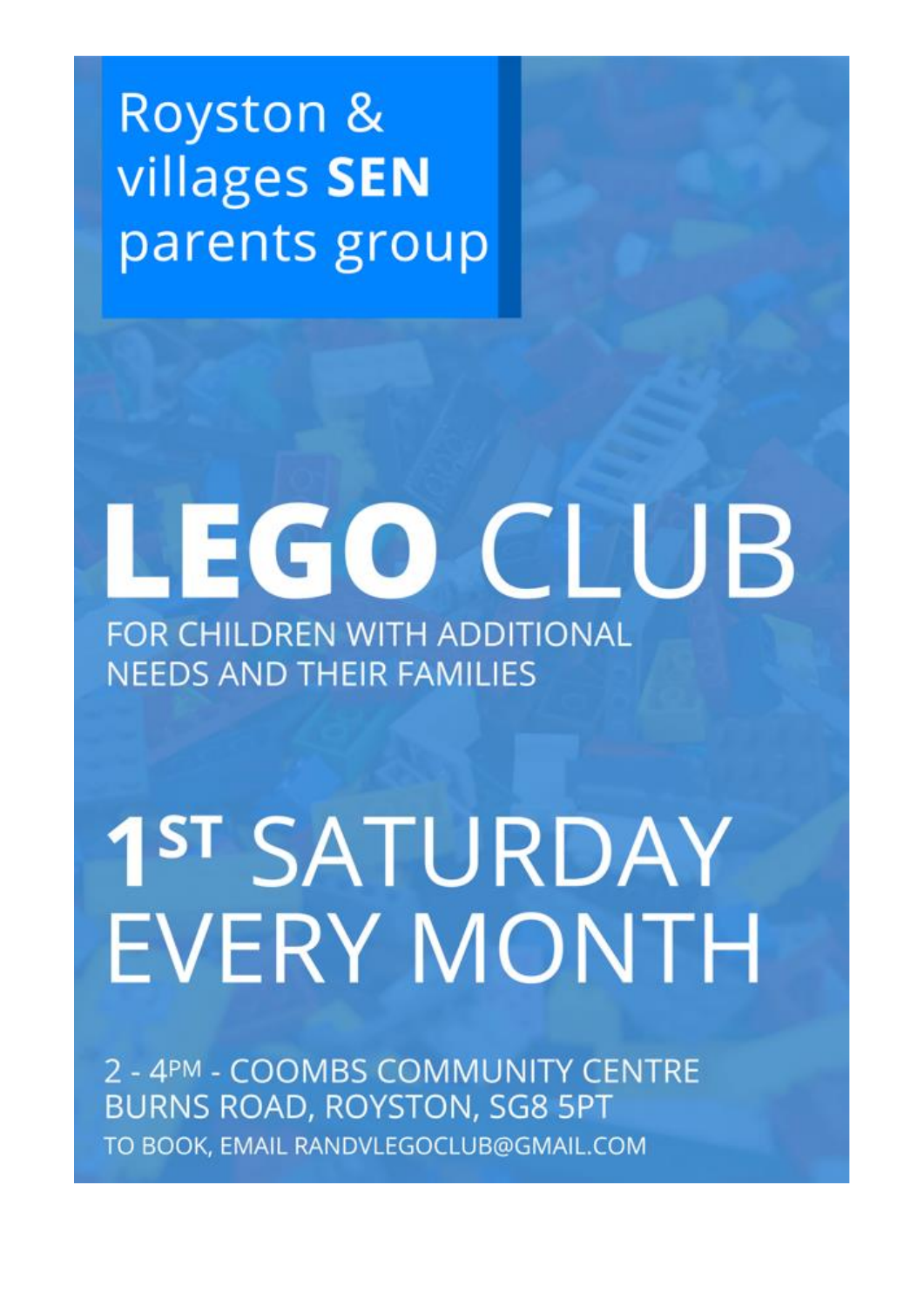Royston & villages **SEN** parents group

# LEGO CLUB

FOR CHILDREN WITH ADDITIONAL NEEDS AND THEIR FAMILIES

# 1ST SATURDAY EVERY MONTH

2 - 4PM - COOMBS COMMUNITY CENTRE
BURNS ROAD, ROYSTON, SG8 5PT

TO BOOK, EMAIL RANDVLEGOCLUB@GMAIL.COM